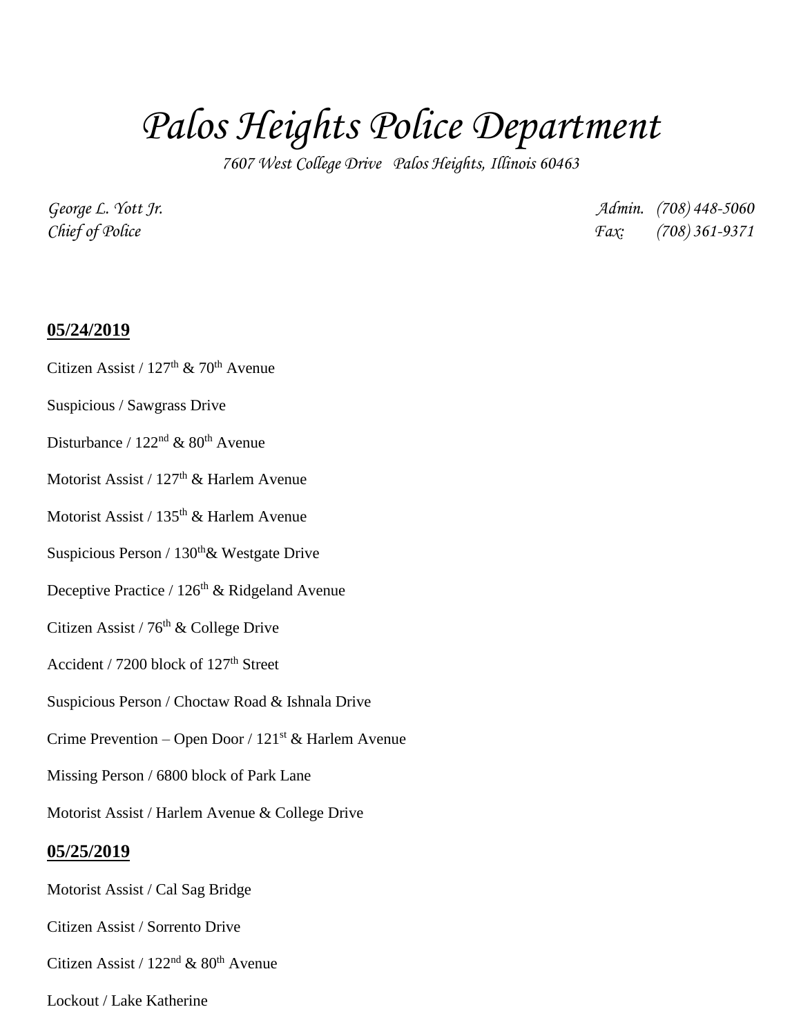# *Palos Heights Police Department*

*7607 West College Drive Palos Heights, Illinois 60463*

*George L. Yott Jr.* *Admin. (708) 448-5060*
*Chief of Police* *Fax: (708) 361-9371*

**05/24/2019**

Citizen Assist / 127th & 70th Avenue

Suspicious / Sawgrass Drive

Disturbance / 122nd & 80th Avenue

Motorist Assist / 127th & Harlem Avenue

Motorist Assist / 135th & Harlem Avenue

Suspicious Person / 130th & Westgate Drive

Deceptive Practice / 126th & Ridgeland Avenue

Citizen Assist / 76th & College Drive

Accident / 7200 block of 127th Street

Suspicious Person / Choctaw Road & Ishnala Drive

Crime Prevention – Open Door / 121st & Harlem Avenue

Missing Person / 6800 block of Park Lane

Motorist Assist / Harlem Avenue & College Drive

**05/25/2019**

Motorist Assist / Cal Sag Bridge

Citizen Assist / Sorrento Drive

Citizen Assist / 122nd & 80th Avenue

Lockout / Lake Katherine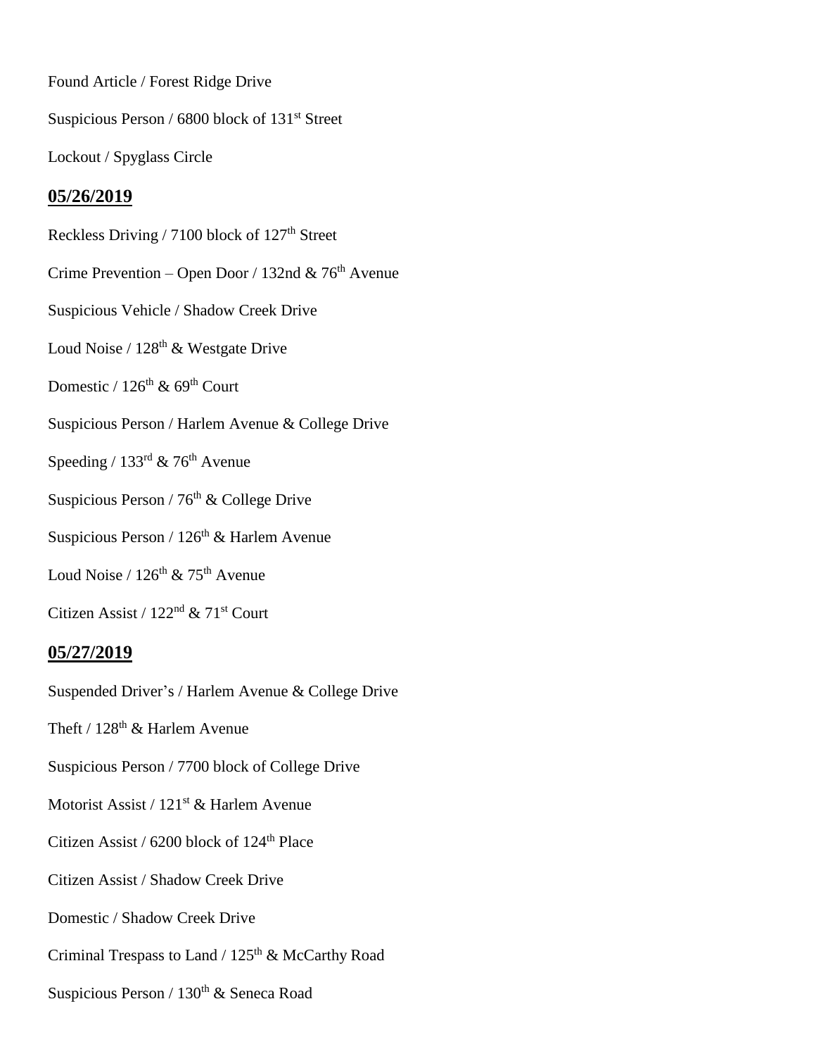Found Article / Forest Ridge Drive

Suspicious Person / 6800 block of 131st Street

Lockout / Spyglass Circle

## **05/26/2019**

Reckless Driving / 7100 block of 127th Street

Crime Prevention – Open Door / 132nd & 76th Avenue

Suspicious Vehicle / Shadow Creek Drive

Loud Noise / 128th & Westgate Drive

Domestic / 126th & 69th Court

Suspicious Person / Harlem Avenue & College Drive

Speeding / 133rd & 76th Avenue

Suspicious Person / 76th & College Drive

Suspicious Person / 126th & Harlem Avenue

Loud Noise / 126th & 75th Avenue

Citizen Assist / 122nd & 71st Court

## **05/27/2019**

Suspended Driver's / Harlem Avenue & College Drive

Theft / 128th & Harlem Avenue

Suspicious Person / 7700 block of College Drive

Motorist Assist / 121st & Harlem Avenue

Citizen Assist / 6200 block of 124th Place

Citizen Assist / Shadow Creek Drive

Domestic / Shadow Creek Drive

Criminal Trespass to Land / 125th & McCarthy Road

Suspicious Person / 130th & Seneca Road